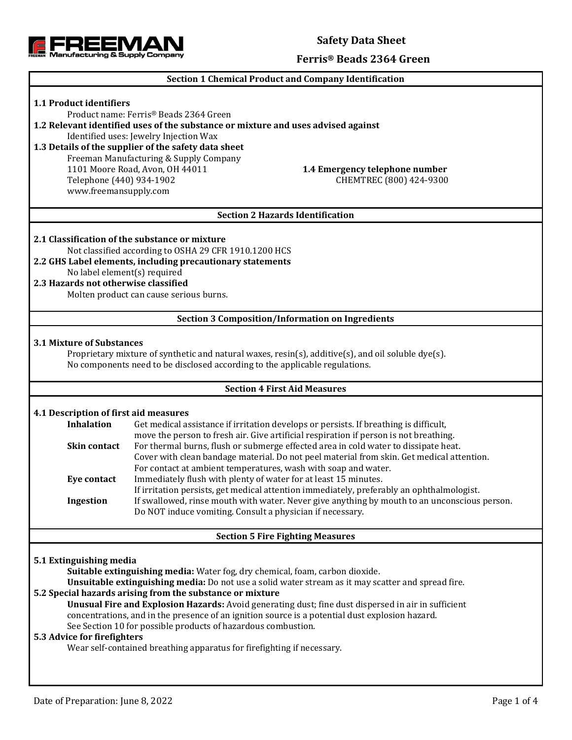# Safety Data Sheet

## Ferris® Beads 2364 Green

## Section 1 Chemical Product and Company Identification

**1.1 Product identifiers**

Product name: Ferris® Beads 2364 Green

**1.2 Relevant identified uses of the substance or mixture and uses advised against**

Identified uses: Jewelry Injection Wax

**1.3 Details of the supplier of the safety data sheet**

Freeman Manufacturing & Supply Company
1101 Moore Road, Avon, OH 44011
Telephone (440) 934-1902
www.freemansupply.com

**1.4 Emergency telephone number**

CHEMTREC (800) 424-9300

## Section 2 Hazards Identification

**2.1 Classification of the substance or mixture**

Not classified according to OSHA 29 CFR 1910.1200 HCS

**2.2 GHS Label elements, including precautionary statements**

No label element(s) required

**2.3 Hazards not otherwise classified**

Molten product can cause serious burns.

## Section 3 Composition/Information on Ingredients

**3.1 Mixture of Substances**

Proprietary mixture of synthetic and natural waxes, resin(s), additive(s), and oil soluble dye(s).
No components need to be disclosed according to the applicable regulations.

## Section 4 First Aid Measures

**4.1 Description of first aid measures**

**Inhalation** Get medical assistance if irritation develops or persists. If breathing is difficult, move the person to fresh air. Give artificial respiration if person is not breathing.

**Skin contact** For thermal burns, flush or submerge effected area in cold water to dissipate heat. Cover with clean bandage material. Do not peel material from skin. Get medical attention. For contact at ambient temperatures, wash with soap and water.

**Eye contact** Immediately flush with plenty of water for at least 15 minutes. If irritation persists, get medical attention immediately, preferably an ophthalmologist.

**Ingestion** If swallowed, rinse mouth with water. Never give anything by mouth to an unconscious person. Do NOT induce vomiting. Consult a physician if necessary.

## Section 5 Fire Fighting Measures

**5.1 Extinguishing media**

**Suitable extinguishing media:** Water fog, dry chemical, foam, carbon dioxide.

**Unsuitable extinguishing media:** Do not use a solid water stream as it may scatter and spread fire.

**5.2 Special hazards arising from the substance or mixture**

**Unusual Fire and Explosion Hazards:** Avoid generating dust; fine dust dispersed in air in sufficient concentrations, and in the presence of an ignition source is a potential dust explosion hazard. See Section 10 for possible products of hazardous combustion.

**5.3 Advice for firefighters**

Wear self-contained breathing apparatus for firefighting if necessary.

Date of Preparation: June 8, 2022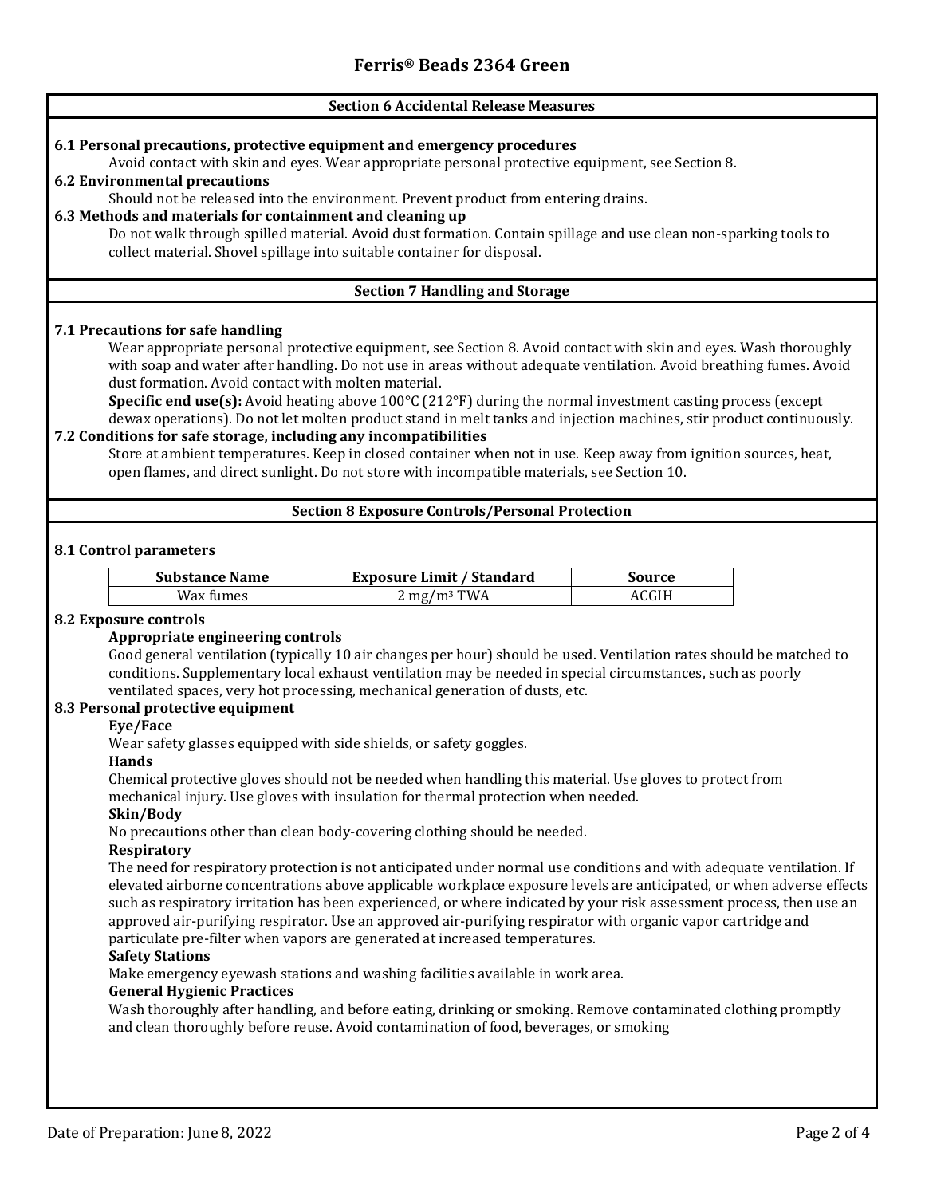## Section 6 Accidental Release Measures

### 6.1 Personal precautions, protective equipment and emergency procedures

Avoid contact with skin and eyes. Wear appropriate personal protective equipment, see Section 8.

### 6.2 Environmental precautions

Should not be released into the environment. Prevent product from entering drains.

### 6.3 Methods and materials for containment and cleaning up

Do not walk through spilled material. Avoid dust formation. Contain spillage and use clean non-sparking tools to collect material. Shovel spillage into suitable container for disposal.

## Section 7 Handling and Storage

### 7.1 Precautions for safe handling

Wear appropriate personal protective equipment, see Section 8. Avoid contact with skin and eyes. Wash thoroughly with soap and water after handling. Do not use in areas without adequate ventilation. Avoid breathing fumes. Avoid dust formation. Avoid contact with molten material.

**Specific end use(s):** Avoid heating above 100°C (212°F) during the normal investment casting process (except dewax operations). Do not let molten product stand in melt tanks and injection machines, stir product continuously.

### 7.2 Conditions for safe storage, including any incompatibilities

Store at ambient temperatures. Keep in closed container when not in use. Keep away from ignition sources, heat, open flames, and direct sunlight. Do not store with incompatible materials, see Section 10.

## Section 8 Exposure Controls/Personal Protection

### 8.1 Control parameters

| Substance Name | Exposure Limit / Standard | Source |
|---|---|---|
| Wax fumes | 2 mg/m³ TWA | ACGIH |

### 8.2 Exposure controls

**Appropriate engineering controls**

Good general ventilation (typically 10 air changes per hour) should be used. Ventilation rates should be matched to conditions. Supplementary local exhaust ventilation may be needed in special circumstances, such as poorly ventilated spaces, very hot processing, mechanical generation of dusts, etc.

### 8.3 Personal protective equipment

**Eye/Face**

Wear safety glasses equipped with side shields, or safety goggles.

**Hands**

Chemical protective gloves should not be needed when handling this material. Use gloves to protect from mechanical injury. Use gloves with insulation for thermal protection when needed.

**Skin/Body**

No precautions other than clean body-covering clothing should be needed.

**Respiratory**

The need for respiratory protection is not anticipated under normal use conditions and with adequate ventilation. If elevated airborne concentrations above applicable workplace exposure levels are anticipated, or when adverse effects such as respiratory irritation has been experienced, or where indicated by your risk assessment process, then use an approved air-purifying respirator. Use an approved air-purifying respirator with organic vapor cartridge and particulate pre-filter when vapors are generated at increased temperatures.

**Safety Stations**

Make emergency eyewash stations and washing facilities available in work area.

**General Hygienic Practices**

Wash thoroughly after handling, and before eating, drinking or smoking. Remove contaminated clothing promptly and clean thoroughly before reuse. Avoid contamination of food, beverages, or smoking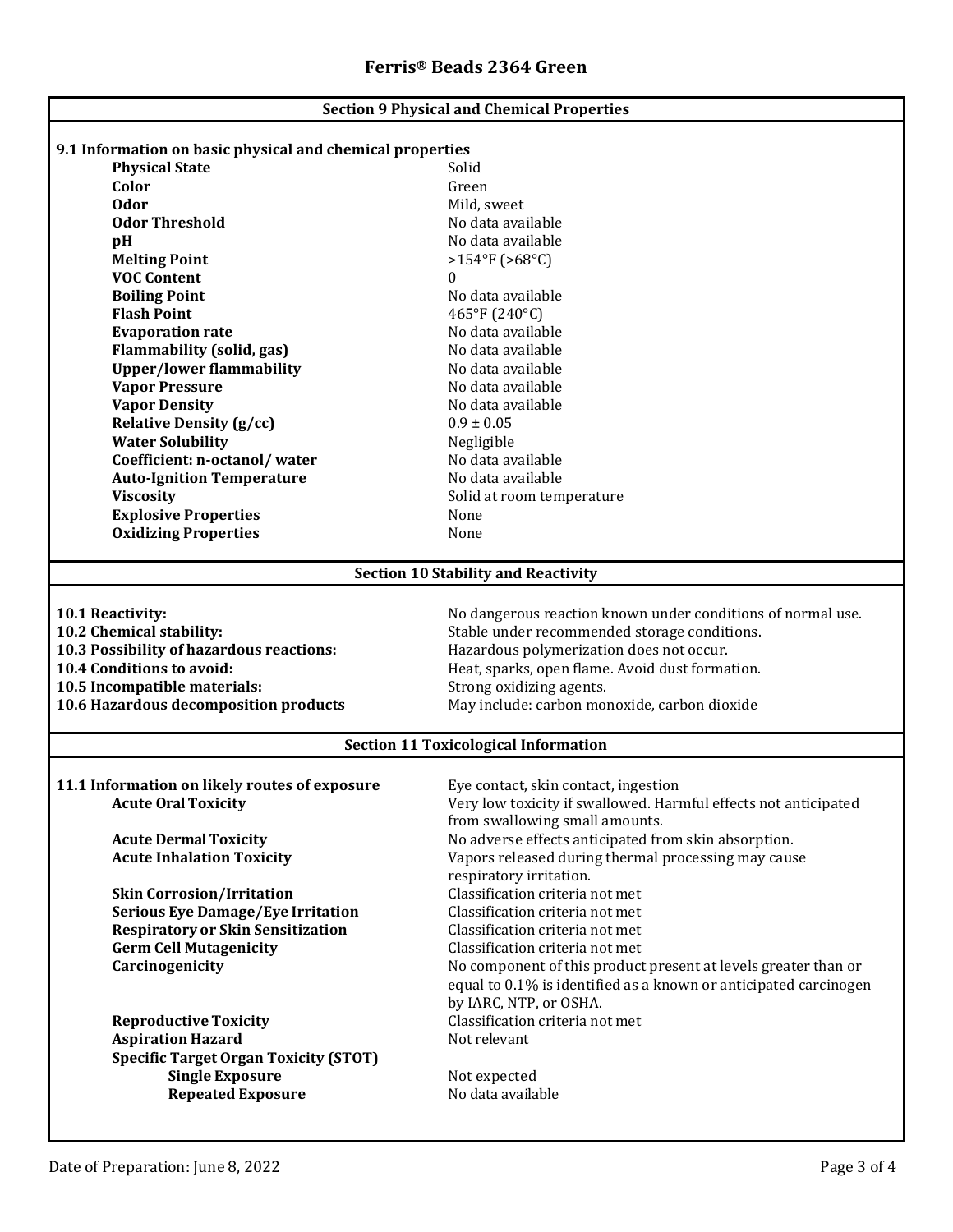# Ferris® Beads 2364 Green

## Section 9 Physical and Chemical Properties

### 9.1 Information on basic physical and chemical properties

| Property | Value |
|---|---|
| **Physical State** | Solid |
| **Color** | Green |
| **Odor** | Mild, sweet |
| **Odor Threshold** | No data available |
| **pH** | No data available |
| **Melting Point** | >154°F (>68°C) |
| **VOC Content** | 0 |
| **Boiling Point** | No data available |
| **Flash Point** | 465°F (240°C) |
| **Evaporation rate** | No data available |
| **Flammability (solid, gas)** | No data available |
| **Upper/lower flammability** | No data available |
| **Vapor Pressure** | No data available |
| **Vapor Density** | No data available |
| **Relative Density (g/cc)** | 0.9 ± 0.05 |
| **Water Solubility** | Negligible |
| **Coefficient: n-octanol/ water** | No data available |
| **Auto-Ignition Temperature** | No data available |
| **Viscosity** | Solid at room temperature |
| **Explosive Properties** | None |
| **Oxidizing Properties** | None |

## Section 10 Stability and Reactivity

| | |
|---|---|
| **10.1 Reactivity:** | No dangerous reaction known under conditions of normal use. |
| **10.2 Chemical stability:** | Stable under recommended storage conditions. |
| **10.3 Possibility of hazardous reactions:** | Hazardous polymerization does not occur. |
| **10.4 Conditions to avoid:** | Heat, sparks, open flame. Avoid dust formation. |
| **10.5 Incompatible materials:** | Strong oxidizing agents. |
| **10.6 Hazardous decomposition products** | May include: carbon monoxide, carbon dioxide |

## Section 11 Toxicological Information

| | |
|---|---|
| **11.1 Information on likely routes of exposure** | Eye contact, skin contact, ingestion |
| **Acute Oral Toxicity** | Very low toxicity if swallowed. Harmful effects not anticipated from swallowing small amounts. |
| **Acute Dermal Toxicity** | No adverse effects anticipated from skin absorption. |
| **Acute Inhalation Toxicity** | Vapors released during thermal processing may cause respiratory irritation. |
| **Skin Corrosion/Irritation** | Classification criteria not met |
| **Serious Eye Damage/Eye Irritation** | Classification criteria not met |
| **Respiratory or Skin Sensitization** | Classification criteria not met |
| **Germ Cell Mutagenicity** | Classification criteria not met |
| **Carcinogenicity** | No component of this product present at levels greater than or equal to 0.1% is identified as a known or anticipated carcinogen by IARC, NTP, or OSHA. |
| **Reproductive Toxicity** | Classification criteria not met |
| **Aspiration Hazard** | Not relevant |
| **Specific Target Organ Toxicity (STOT)** | |
| **Single Exposure** | Not expected |
| **Repeated Exposure** | No data available |

Date of Preparation: June 8, 2022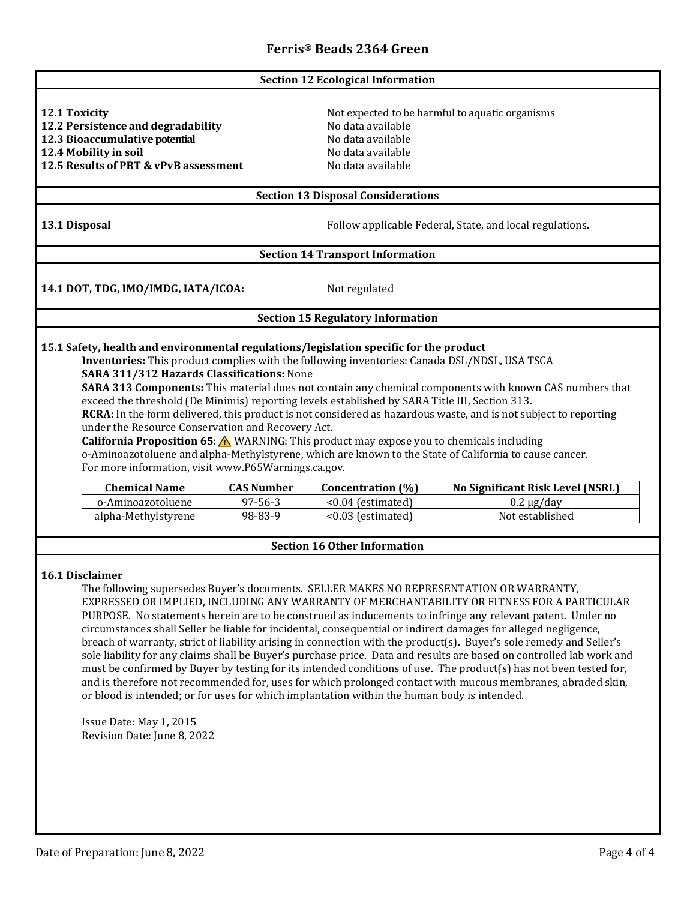# Ferris® Beads 2364 Green

## Section 12 Ecological Information

**12.1 Toxicity** Not expected to be harmful to aquatic organisms
**12.2 Persistence and degradability** No data available
**12.3 Bioaccumulative potential** No data available
**12.4 Mobility in soil** No data available
**12.5 Results of PBT & vPvB assessment** No data available

## Section 13 Disposal Considerations

**13.1 Disposal** Follow applicable Federal, State, and local regulations.

## Section 14 Transport Information

**14.1 DOT, TDG, IMO/IMDG, IATA/ICOA:** Not regulated

## Section 15 Regulatory Information

**15.1 Safety, health and environmental regulations/legislation specific for the product**

**Inventories:** This product complies with the following inventories: Canada DSL/NDSL, USA TSCA

**SARA 311/312 Hazards Classifications:** None

**SARA 313 Components:** This material does not contain any chemical components with known CAS numbers that exceed the threshold (De Minimis) reporting levels established by SARA Title III, Section 313.

**RCRA:** In the form delivered, this product is not considered as hazardous waste, and is not subject to reporting under the Resource Conservation and Recovery Act.

**California Proposition 65**: ⚠ WARNING: This product may expose you to chemicals including o-Aminoazotoluene and alpha-Methylstyrene, which are known to the State of California to cause cancer. For more information, visit www.P65Warnings.ca.gov.

| Chemical Name | CAS Number | Concentration (%) | No Significant Risk Level (NSRL) |
|---|---|---|---|
| o-Aminoazotoluene | 97-56-3 | <0.04 (estimated) | 0.2 μg/day |
| alpha-Methylstyrene | 98-83-9 | <0.03 (estimated) | Not established |

## Section 16 Other Information

**16.1 Disclaimer**

The following supersedes Buyer's documents. SELLER MAKES NO REPRESENTATION OR WARRANTY, EXPRESSED OR IMPLIED, INCLUDING ANY WARRANTY OF MERCHANTABILITY OR FITNESS FOR A PARTICULAR PURPOSE. No statements herein are to be construed as inducements to infringe any relevant patent. Under no circumstances shall Seller be liable for incidental, consequential or indirect damages for alleged negligence, breach of warranty, strict of liability arising in connection with the product(s). Buyer's sole remedy and Seller's sole liability for any claims shall be Buyer's purchase price. Data and results are based on controlled lab work and must be confirmed by Buyer by testing for its intended conditions of use. The product(s) has not been tested for, and is therefore not recommended for, uses for which prolonged contact with mucous membranes, abraded skin, or blood is intended; or for uses for which implantation within the human body is intended.

Issue Date: May 1, 2015
Revision Date: June 8, 2022

Date of Preparation: June 8, 2022